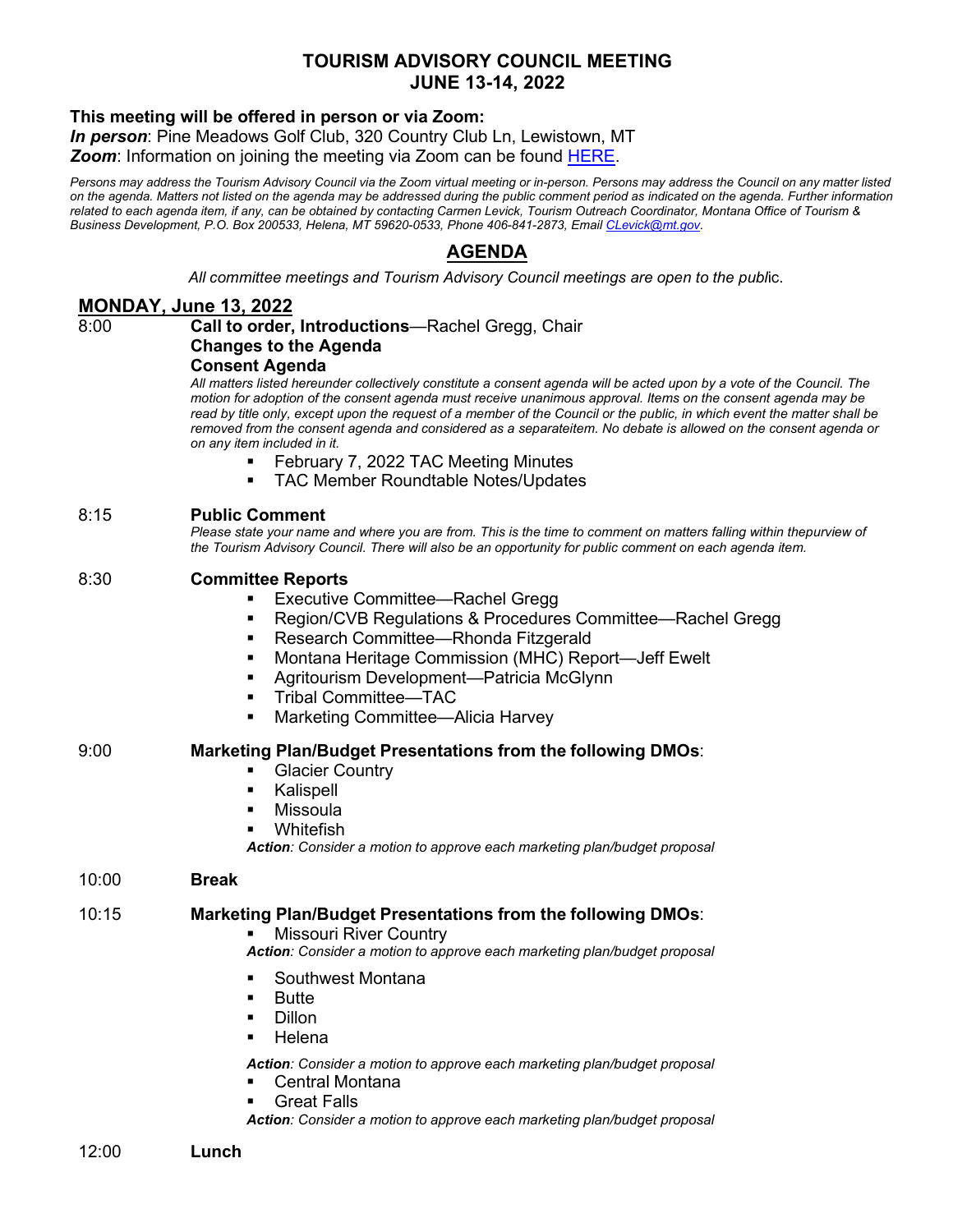# TOURISM ADVISORY COUNCIL MEETING
# JUNE 13-14, 2022

**This meeting will be offered in person or via Zoom:**
***In person***: Pine Meadows Golf Club, 320 Country Club Ln, Lewistown, MT
***Zoom***: Information on joining the meeting via Zoom can be found HERE.

*Persons may address the Tourism Advisory Council via the Zoom virtual meeting or in-person. Persons may address the Council on any matter listed on the agenda. Matters not listed on the agenda may be addressed during the public comment period as indicated on the agenda. Further information related to each agenda item, if any, can be obtained by contacting Carmen Levick, Tourism Outreach Coordinator, Montana Office of Tourism & Business Development, P.O. Box 200533, Helena, MT 59620-0533, Phone 406-841-2873, Email CLevick@mt.gov.*

## AGENDA

*All committee meetings and Tourism Advisory Council meetings are open to the public.*

## MONDAY, June 13, 2022

8:00 **Call to order, Introductions**—Rachel Gregg, Chair
**Changes to the Agenda**
**Consent Agenda**
*All matters listed hereunder collectively constitute a consent agenda will be acted upon by a vote of the Council. The motion for adoption of the consent agenda must receive unanimous approval. Items on the consent agenda may be read by title only, except upon the request of a member of the Council or the public, in which event the matter shall be removed from the consent agenda and considered as a separateitem. No debate is allowed on the consent agenda or on any item included in it.*

- February 7, 2022 TAC Meeting Minutes
- TAC Member Roundtable Notes/Updates

8:15 **Public Comment**
*Please state your name and where you are from. This is the time to comment on matters falling within thepurview of the Tourism Advisory Council. There will also be an opportunity for public comment on each agenda item.*

8:30 **Committee Reports**

- Executive Committee—Rachel Gregg
- Region/CVB Regulations & Procedures Committee—Rachel Gregg
- Research Committee—Rhonda Fitzgerald
- Montana Heritage Commission (MHC) Report—Jeff Ewelt
- Agritourism Development—Patricia McGlynn
- Tribal Committee—TAC
- Marketing Committee—Alicia Harvey

9:00 **Marketing Plan/Budget Presentations from the following DMOs**:

- Glacier Country
- Kalispell
- Missoula
- Whitefish

***Action**: Consider a motion to approve each marketing plan/budget proposal*

10:00 **Break**

10:15 **Marketing Plan/Budget Presentations from the following DMOs**:

- Missouri River Country

***Action**: Consider a motion to approve each marketing plan/budget proposal*

- Southwest Montana
- Butte
- Dillon
- Helena

***Action**: Consider a motion to approve each marketing plan/budget proposal*

- Central Montana
- Great Falls

***Action**: Consider a motion to approve each marketing plan/budget proposal*

12:00 **Lunch**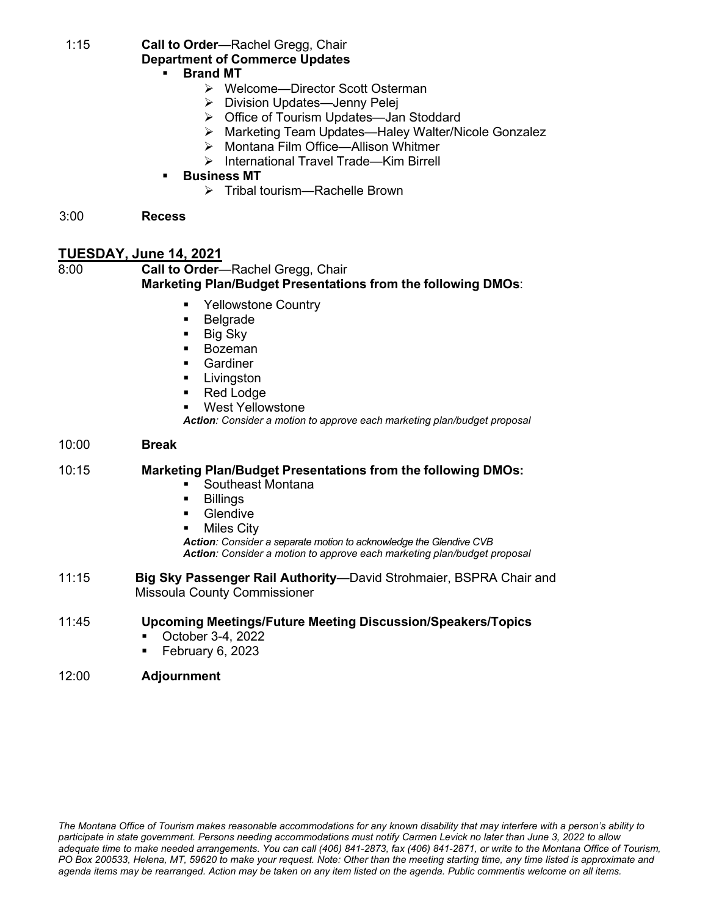1:15 **Call to Order**—Rachel Gregg, Chair
**Department of Commerce Updates**

- **Brand MT**
  - Welcome—Director Scott Osterman
  - Division Updates—Jenny Pelej
  - Office of Tourism Updates—Jan Stoddard
  - Marketing Team Updates—Haley Walter/Nicole Gonzalez
  - Montana Film Office—Allison Whitmer
  - International Travel Trade—Kim Birrell
- **Business MT**
  - Tribal tourism—Rachelle Brown

3:00 **Recess**

## TUESDAY, June 14, 2021

8:00 **Call to Order**—Rachel Gregg, Chair
**Marketing Plan/Budget Presentations from the following DMOs**:

- Yellowstone Country
- Belgrade
- Big Sky
- Bozeman
- Gardiner
- Livingston
- Red Lodge
- West Yellowstone

***Action**: Consider a motion to approve each marketing plan/budget proposal*

10:00 **Break**

10:15 **Marketing Plan/Budget Presentations from the following DMOs:**

- Southeast Montana
- Billings
- Glendive
- Miles City

***Action**: Consider a separate motion to acknowledge the Glendive CVB*
***Action**: Consider a motion to approve each marketing plan/budget proposal*

11:15 **Big Sky Passenger Rail Authority**—David Strohmaier, BSPRA Chair and Missoula County Commissioner

11:45 **Upcoming Meetings/Future Meeting Discussion/Speakers/Topics**

- October 3-4, 2022
- February 6, 2023

12:00 **Adjournment**

*The Montana Office of Tourism makes reasonable accommodations for any known disability that may interfere with a person's ability to participate in state government. Persons needing accommodations must notify Carmen Levick no later than June 3, 2022 to allow adequate time to make needed arrangements. You can call (406) 841-2873, fax (406) 841-2871, or write to the Montana Office of Tourism, PO Box 200533, Helena, MT, 59620 to make your request. Note: Other than the meeting starting time, any time listed is approximate and agenda items may be rearranged. Action may be taken on any item listed on the agenda. Public commentis welcome on all items.*